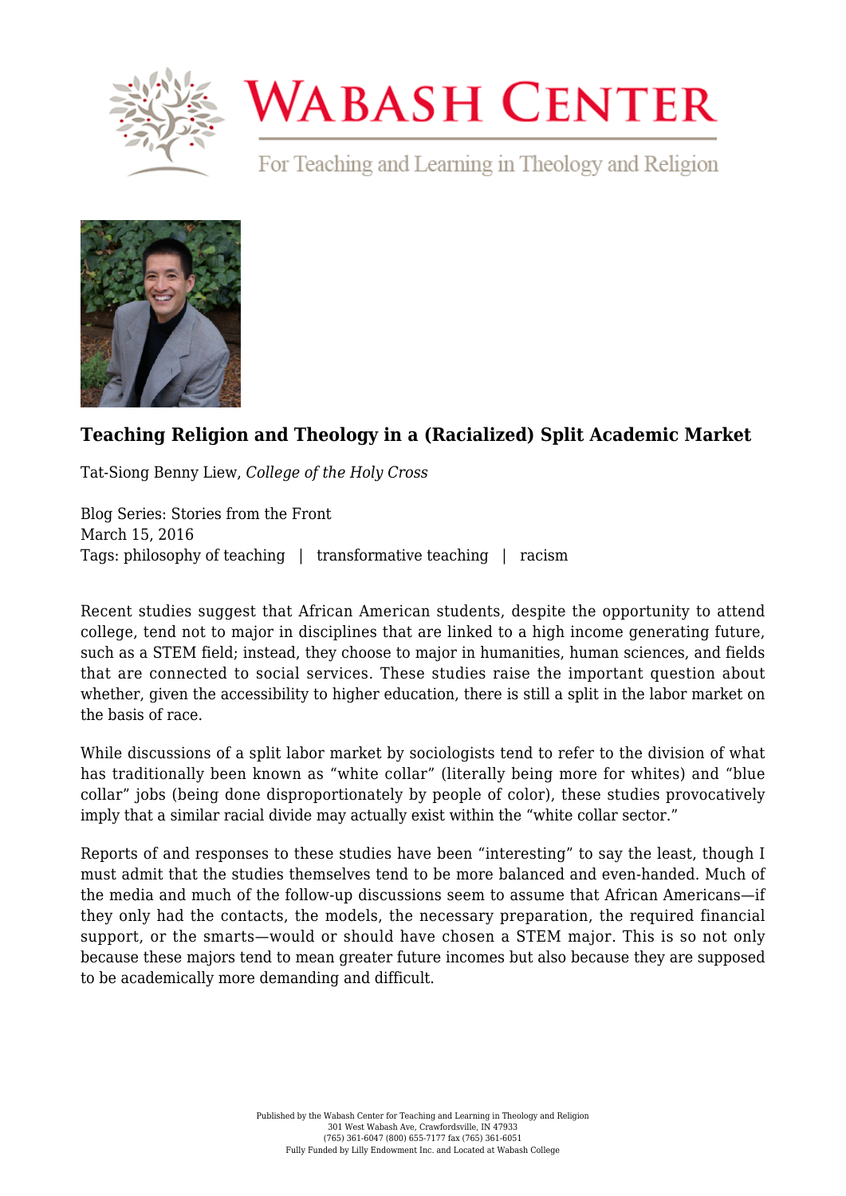# Wabash Center

For Teaching and Learning in Theology and Religion

## Teaching Religion and Theology in a (Racialized) Split Academic Market

Tat-Siong Benny Liew, *College of the Holy Cross*

Blog Series: Stories from the Front
March 15, 2016
Tags: philosophy of teaching | transformative teaching | racism

Recent studies suggest that African American students, despite the opportunity to attend college, tend not to major in disciplines that are linked to a high income generating future, such as a STEM field; instead, they choose to major in humanities, human sciences, and fields that are connected to social services. These studies raise the important question about whether, given the accessibility to higher education, there is still a split in the labor market on the basis of race.

While discussions of a split labor market by sociologists tend to refer to the division of what has traditionally been known as "white collar" (literally being more for whites) and "blue collar" jobs (being done disproportionately by people of color), these studies provocatively imply that a similar racial divide may actually exist within the "white collar sector."

Reports of and responses to these studies have been "interesting" to say the least, though I must admit that the studies themselves tend to be more balanced and even-handed. Much of the media and much of the follow-up discussions seem to assume that African Americans—if they only had the contacts, the models, the necessary preparation, the required financial support, or the smarts—would or should have chosen a STEM major. This is so not only because these majors tend to mean greater future incomes but also because they are supposed to be academically more demanding and difficult.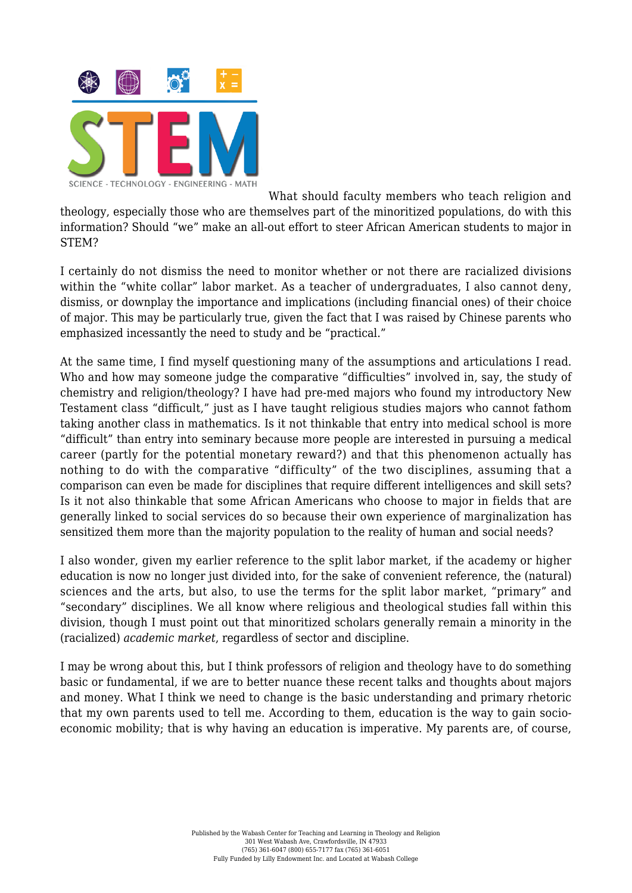What should faculty members who teach religion and theology, especially those who are themselves part of the minoritized populations, do with this information? Should "we" make an all-out effort to steer African American students to major in STEM?

I certainly do not dismiss the need to monitor whether or not there are racialized divisions within the "white collar" labor market. As a teacher of undergraduates, I also cannot deny, dismiss, or downplay the importance and implications (including financial ones) of their choice of major. This may be particularly true, given the fact that I was raised by Chinese parents who emphasized incessantly the need to study and be "practical."

At the same time, I find myself questioning many of the assumptions and articulations I read. Who and how may someone judge the comparative "difficulties" involved in, say, the study of chemistry and religion/theology? I have had pre-med majors who found my introductory New Testament class "difficult," just as I have taught religious studies majors who cannot fathom taking another class in mathematics. Is it not thinkable that entry into medical school is more "difficult" than entry into seminary because more people are interested in pursuing a medical career (partly for the potential monetary reward?) and that this phenomenon actually has nothing to do with the comparative "difficulty" of the two disciplines, assuming that a comparison can even be made for disciplines that require different intelligences and skill sets? Is it not also thinkable that some African Americans who choose to major in fields that are generally linked to social services do so because their own experience of marginalization has sensitized them more than the majority population to the reality of human and social needs?

I also wonder, given my earlier reference to the split labor market, if the academy or higher education is now no longer just divided into, for the sake of convenient reference, the (natural) sciences and the arts, but also, to use the terms for the split labor market, "primary" and "secondary" disciplines. We all know where religious and theological studies fall within this division, though I must point out that minoritized scholars generally remain a minority in the (racialized) *academic market*, regardless of sector and discipline.

I may be wrong about this, but I think professors of religion and theology have to do something basic or fundamental, if we are to better nuance these recent talks and thoughts about majors and money. What I think we need to change is the basic understanding and primary rhetoric that my own parents used to tell me. According to them, education is the way to gain socio-economic mobility; that is why having an education is imperative. My parents are, of course,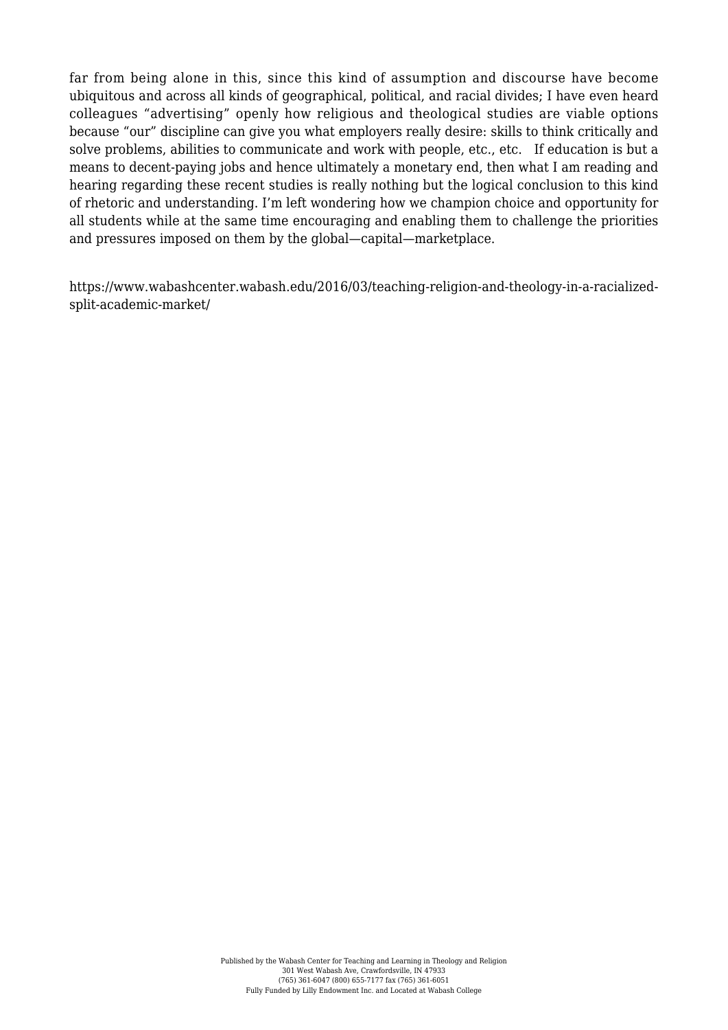far from being alone in this, since this kind of assumption and discourse have become ubiquitous and across all kinds of geographical, political, and racial divides; I have even heard colleagues "advertising" openly how religious and theological studies are viable options because "our" discipline can give you what employers really desire: skills to think critically and solve problems, abilities to communicate and work with people, etc., etc. If education is but a means to decent-paying jobs and hence ultimately a monetary end, then what I am reading and hearing regarding these recent studies is really nothing but the logical conclusion to this kind of rhetoric and understanding. I'm left wondering how we champion choice and opportunity for all students while at the same time encouraging and enabling them to challenge the priorities and pressures imposed on them by the global—capital—marketplace.

https://www.wabashcenter.wabash.edu/2016/03/teaching-religion-and-theology-in-a-racialized-split-academic-market/